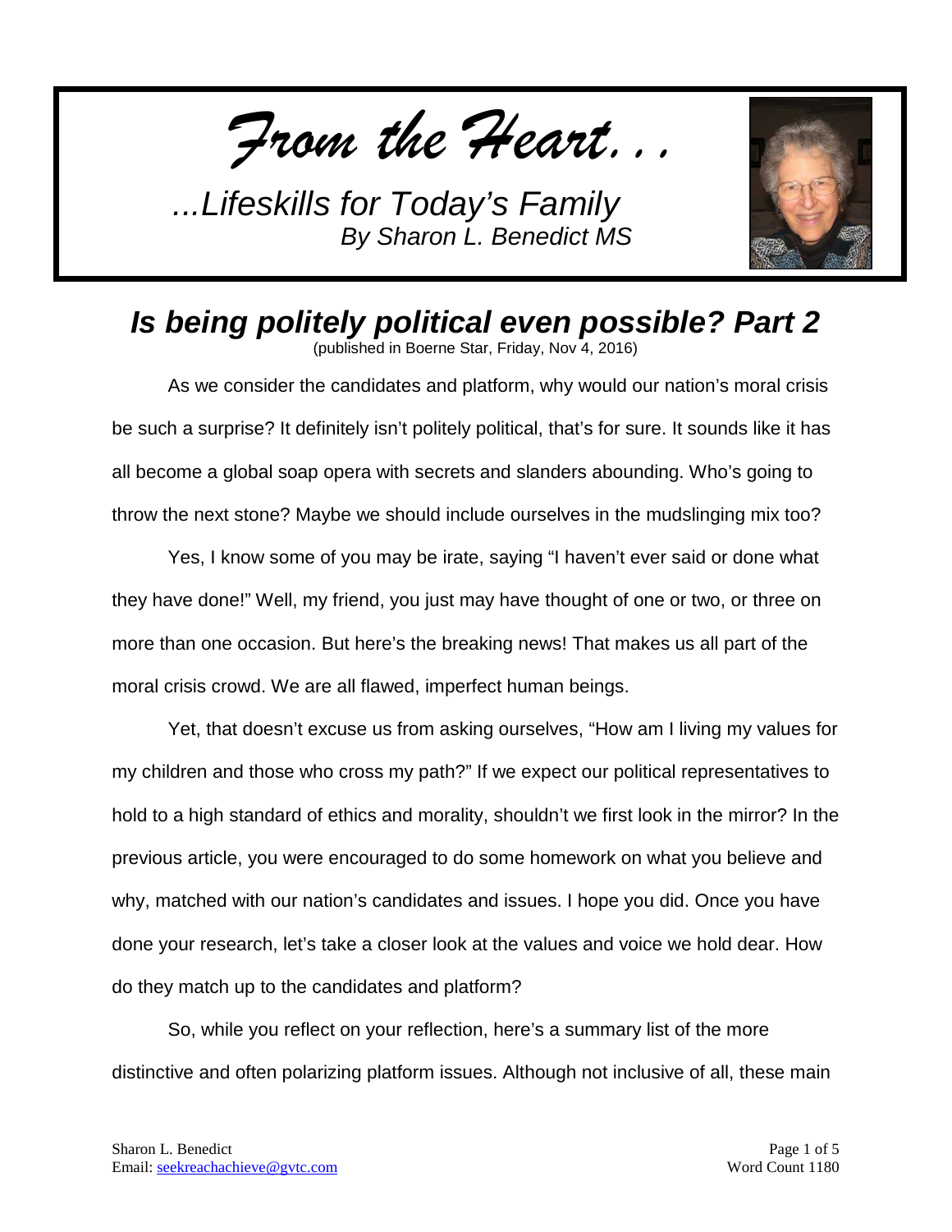*From the Heart…*

*...Lifeskills for Today's Family*
*By Sharon L. Benedict MS*

## *Is being politely political even possible? Part 2*

(published in Boerne Star, Friday, Nov 4, 2016)

As we consider the candidates and platform, why would our nation's moral crisis be such a surprise? It definitely isn't politely political, that's for sure. It sounds like it has all become a global soap opera with secrets and slanders abounding. Who's going to throw the next stone? Maybe we should include ourselves in the mudslinging mix too?

Yes, I know some of you may be irate, saying "I haven't ever said or done what they have done!" Well, my friend, you just may have thought of one or two, or three on more than one occasion. But here's the breaking news! That makes us all part of the moral crisis crowd. We are all flawed, imperfect human beings.

Yet, that doesn't excuse us from asking ourselves, "How am I living my values for my children and those who cross my path?" If we expect our political representatives to hold to a high standard of ethics and morality, shouldn't we first look in the mirror? In the previous article, you were encouraged to do some homework on what you believe and why, matched with our nation's candidates and issues. I hope you did. Once you have done your research, let's take a closer look at the values and voice we hold dear. How do they match up to the candidates and platform?

So, while you reflect on your reflection, here's a summary list of the more distinctive and often polarizing platform issues. Although not inclusive of all, these main

Sharon L. Benedict
Email: seekreachachieve@gvtc.com

Word Count 1180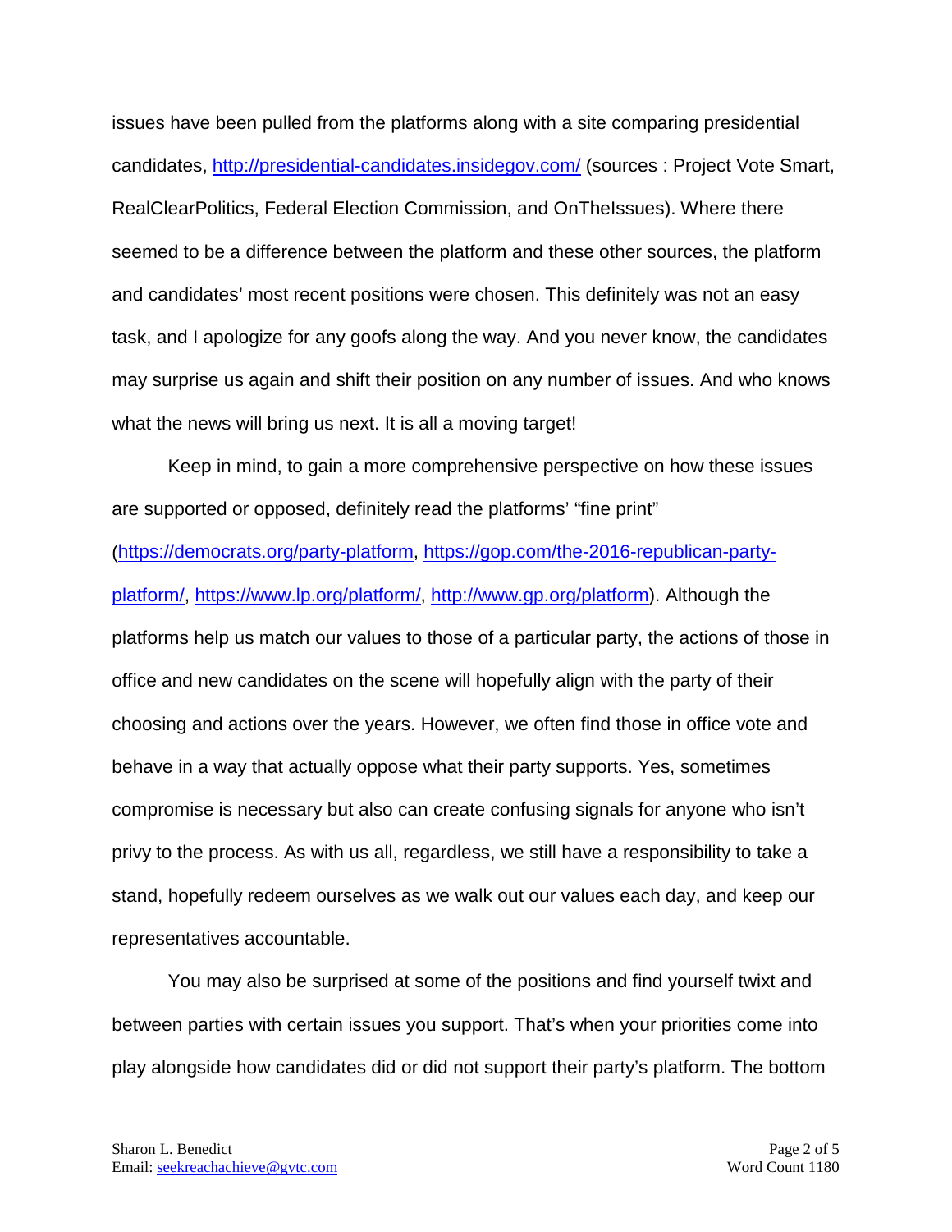issues have been pulled from the platforms along with a site comparing presidential candidates, [http://presidential-candidates.insidegov.com/](http://presidential-candidates.insidegov.com/) (sources : Project Vote Smart, RealClearPolitics, Federal Election Commission, and OnTheIssues). Where there seemed to be a difference between the platform and these other sources, the platform and candidates' most recent positions were chosen. This definitely was not an easy task, and I apologize for any goofs along the way. And you never know, the candidates may surprise us again and shift their position on any number of issues. And who knows what the news will bring us next. It is all a moving target!

Keep in mind, to gain a more comprehensive perspective on how these issues are supported or opposed, definitely read the platforms' "fine print" ([https://democrats.org/party-platform](https://democrats.org/party-platform), [https://gop.com/the-2016-republican-party-platform/](https://gop.com/the-2016-republican-party-platform/), [https://www.lp.org/platform/](https://www.lp.org/platform/), [http://www.gp.org/platform](http://www.gp.org/platform)). Although the platforms help us match our values to those of a particular party, the actions of those in office and new candidates on the scene will hopefully align with the party of their choosing and actions over the years. However, we often find those in office vote and behave in a way that actually oppose what their party supports. Yes, sometimes compromise is necessary but also can create confusing signals for anyone who isn't privy to the process. As with us all, regardless, we still have a responsibility to take a stand, hopefully redeem ourselves as we walk out our values each day, and keep our representatives accountable.

You may also be surprised at some of the positions and find yourself twixt and between parties with certain issues you support. That's when your priorities come into play alongside how candidates did or did not support their party's platform. The bottom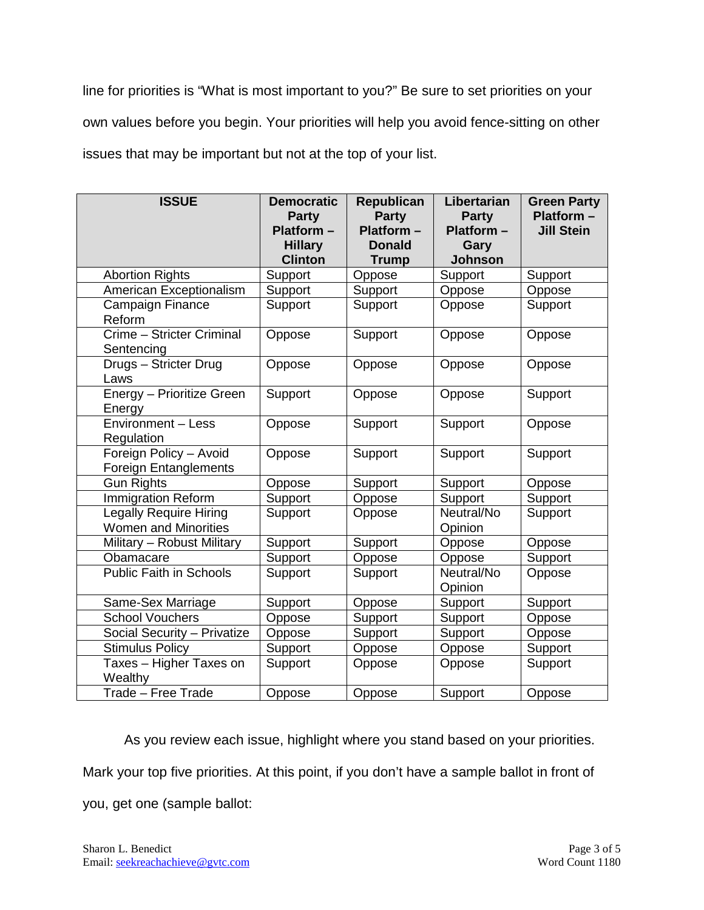line for priorities is "What is most important to you?" Be sure to set priorities on your own values before you begin. Your priorities will help you avoid fence-sitting on other issues that may be important but not at the top of your list.

| ISSUE | Democratic Party Platform – Hillary Clinton | Republican Party Platform – Donald Trump | Libertarian Party Platform – Gary Johnson | Green Party Platform – Jill Stein |
|---|---|---|---|---|
| Abortion Rights | Support | Oppose | Support | Support |
| American Exceptionalism | Support | Support | Oppose | Oppose |
| Campaign Finance Reform | Support | Support | Oppose | Support |
| Crime – Stricter Criminal Sentencing | Oppose | Support | Oppose | Oppose |
| Drugs – Stricter Drug Laws | Oppose | Oppose | Oppose | Oppose |
| Energy – Prioritize Green Energy | Support | Oppose | Oppose | Support |
| Environment – Less Regulation | Oppose | Support | Support | Oppose |
| Foreign Policy – Avoid Foreign Entanglements | Oppose | Support | Support | Support |
| Gun Rights | Oppose | Support | Support | Oppose |
| Immigration Reform | Support | Oppose | Support | Support |
| Legally Require Hiring Women and Minorities | Support | Oppose | Neutral/No Opinion | Support |
| Military – Robust Military | Support | Support | Oppose | Oppose |
| Obamacare | Support | Oppose | Oppose | Support |
| Public Faith in Schools | Support | Support | Neutral/No Opinion | Oppose |
| Same-Sex Marriage | Support | Oppose | Support | Support |
| School Vouchers | Oppose | Support | Support | Oppose |
| Social Security – Privatize | Oppose | Support | Support | Oppose |
| Stimulus Policy | Support | Oppose | Oppose | Support |
| Taxes – Higher Taxes on Wealthy | Support | Oppose | Oppose | Support |
| Trade – Free Trade | Oppose | Oppose | Support | Oppose |

As you review each issue, highlight where you stand based on your priorities. Mark your top five priorities. At this point, if you don't have a sample ballot in front of you, get one (sample ballot: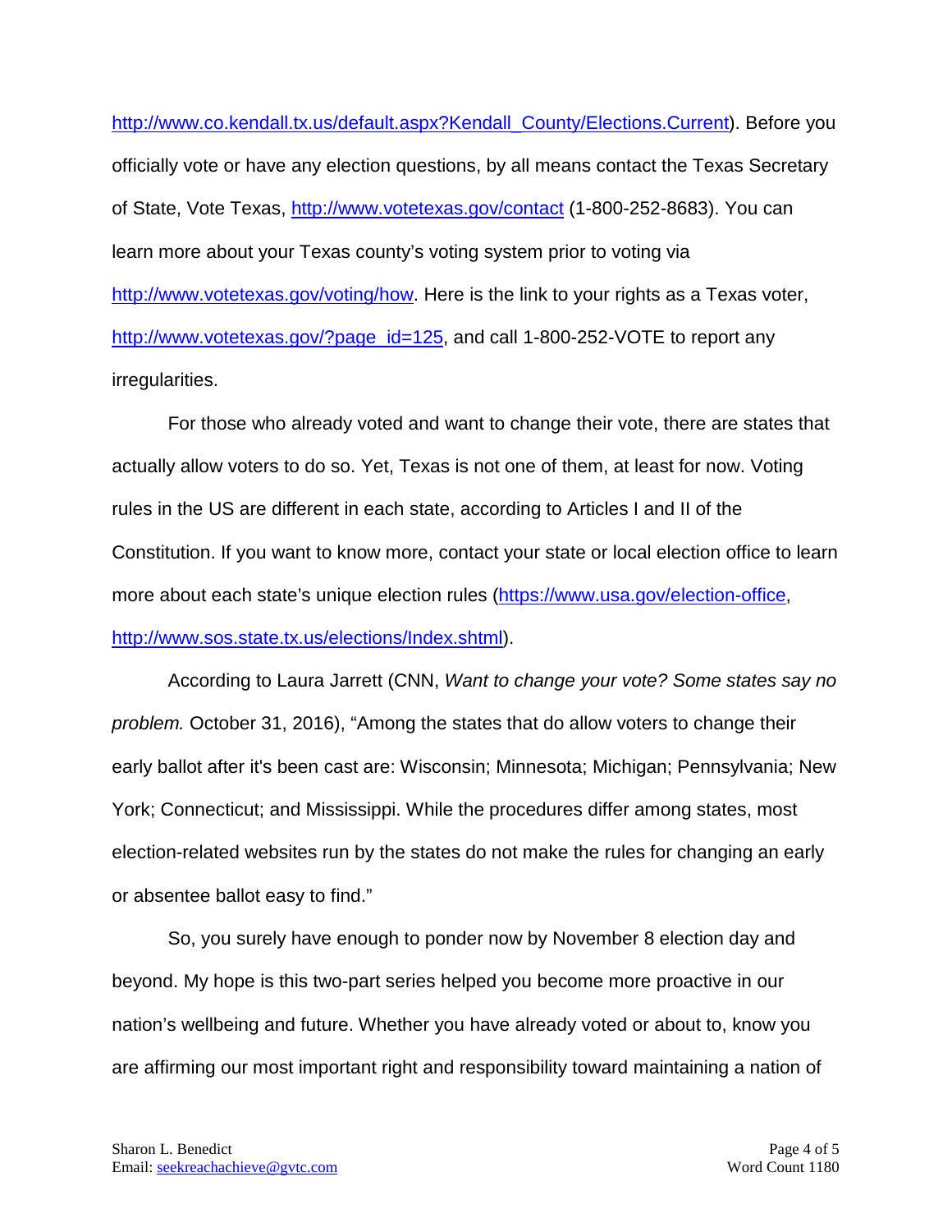http://www.co.kendall.tx.us/default.aspx?Kendall_County/Elections.Current). Before you officially vote or have any election questions, by all means contact the Texas Secretary of State, Vote Texas, http://www.votetexas.gov/contact (1-800-252-8683). You can learn more about your Texas county's voting system prior to voting via http://www.votetexas.gov/voting/how. Here is the link to your rights as a Texas voter, http://www.votetexas.gov/?page_id=125, and call 1-800-252-VOTE to report any irregularities.

For those who already voted and want to change their vote, there are states that actually allow voters to do so. Yet, Texas is not one of them, at least for now. Voting rules in the US are different in each state, according to Articles I and II of the Constitution. If you want to know more, contact your state or local election office to learn more about each state's unique election rules (https://www.usa.gov/election-office, http://www.sos.state.tx.us/elections/Index.shtml).

According to Laura Jarrett (CNN, *Want to change your vote? Some states say no problem.* October 31, 2016), "Among the states that do allow voters to change their early ballot after it's been cast are: Wisconsin; Minnesota; Michigan; Pennsylvania; New York; Connecticut; and Mississippi. While the procedures differ among states, most election-related websites run by the states do not make the rules for changing an early or absentee ballot easy to find."

So, you surely have enough to ponder now by November 8 election day and beyond. My hope is this two-part series helped you become more proactive in our nation's wellbeing and future. Whether you have already voted or about to, know you are affirming our most important right and responsibility toward maintaining a nation of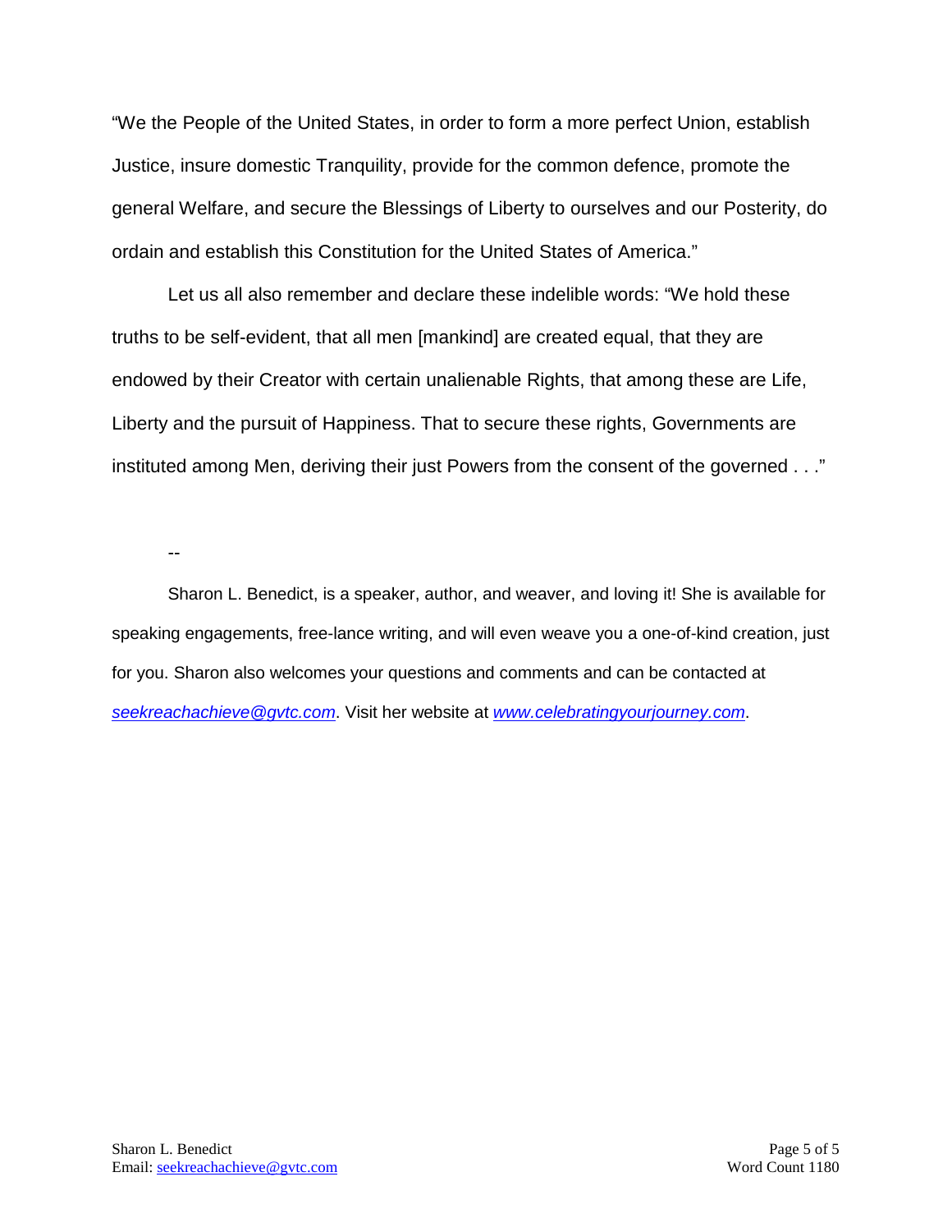"We the People of the United States, in order to form a more perfect Union, establish Justice, insure domestic Tranquility, provide for the common defence, promote the general Welfare, and secure the Blessings of Liberty to ourselves and our Posterity, do ordain and establish this Constitution for the United States of America."

Let us all also remember and declare these indelible words: "We hold these truths to be self-evident, that all men [mankind] are created equal, that they are endowed by their Creator with certain unalienable Rights, that among these are Life, Liberty and the pursuit of Happiness. That to secure these rights, Governments are instituted among Men, deriving their just Powers from the consent of the governed . . ."

--

Sharon L. Benedict, is a speaker, author, and weaver, and loving it! She is available for speaking engagements, free-lance writing, and will even weave you a one-of-kind creation, just for you. Sharon also welcomes your questions and comments and can be contacted at *seekreachachieve@gvtc.com*. Visit her website at *www.celebratingyourjourney.com*.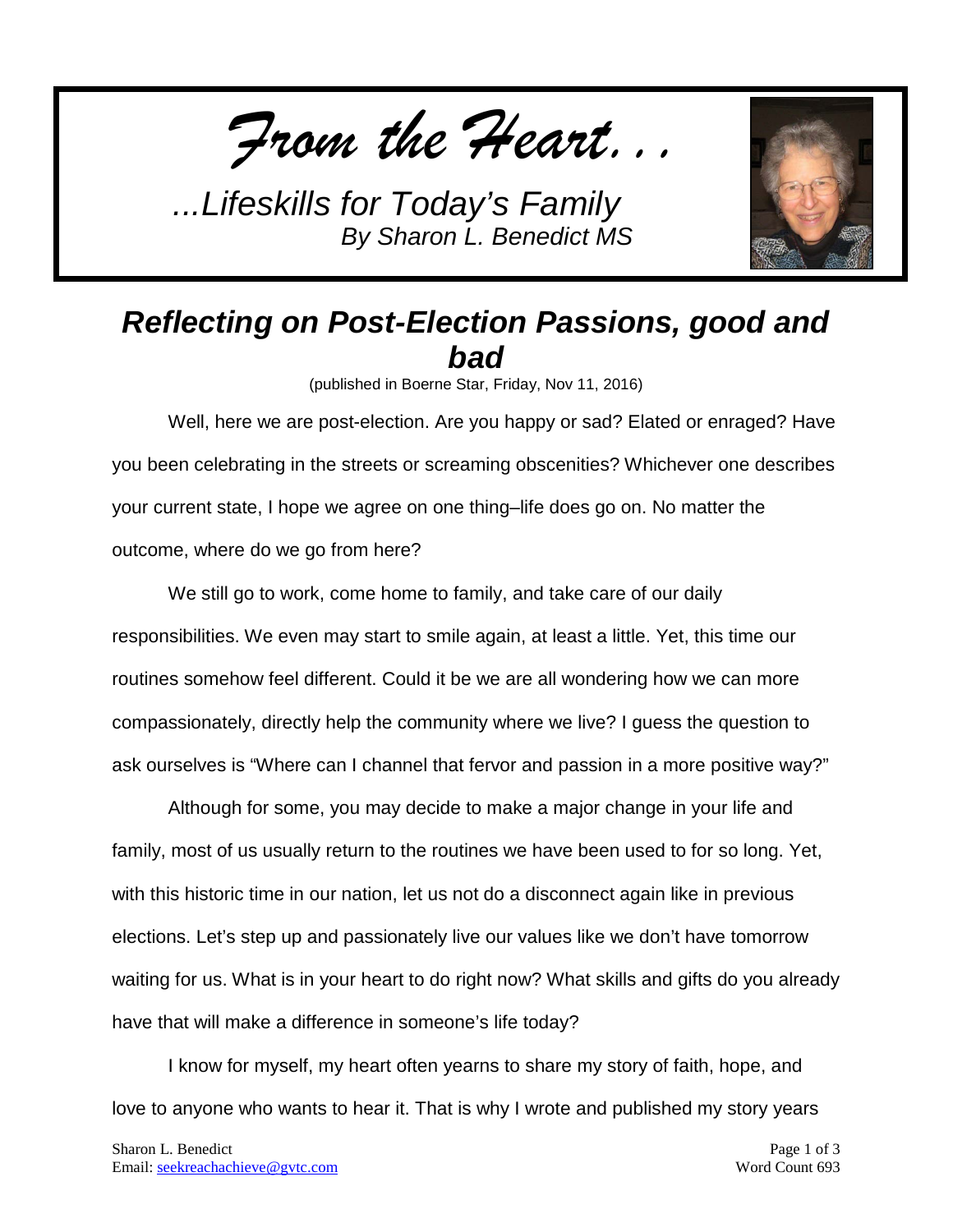*From the Heart…*

*...Lifeskills for Today's Family*
*By Sharon L. Benedict MS*

## *Reflecting on Post-Election Passions, good and bad*

(published in Boerne Star, Friday, Nov 11, 2016)

Well, here we are post-election. Are you happy or sad? Elated or enraged? Have you been celebrating in the streets or screaming obscenities? Whichever one describes your current state, I hope we agree on one thing–life does go on. No matter the outcome, where do we go from here?

We still go to work, come home to family, and take care of our daily responsibilities. We even may start to smile again, at least a little. Yet, this time our routines somehow feel different. Could it be we are all wondering how we can more compassionately, directly help the community where we live? I guess the question to ask ourselves is "Where can I channel that fervor and passion in a more positive way?"

Although for some, you may decide to make a major change in your life and family, most of us usually return to the routines we have been used to for so long. Yet, with this historic time in our nation, let us not do a disconnect again like in previous elections. Let's step up and passionately live our values like we don't have tomorrow waiting for us. What is in your heart to do right now? What skills and gifts do you already have that will make a difference in someone's life today?

I know for myself, my heart often yearns to share my story of faith, hope, and love to anyone who wants to hear it. That is why I wrote and published my story years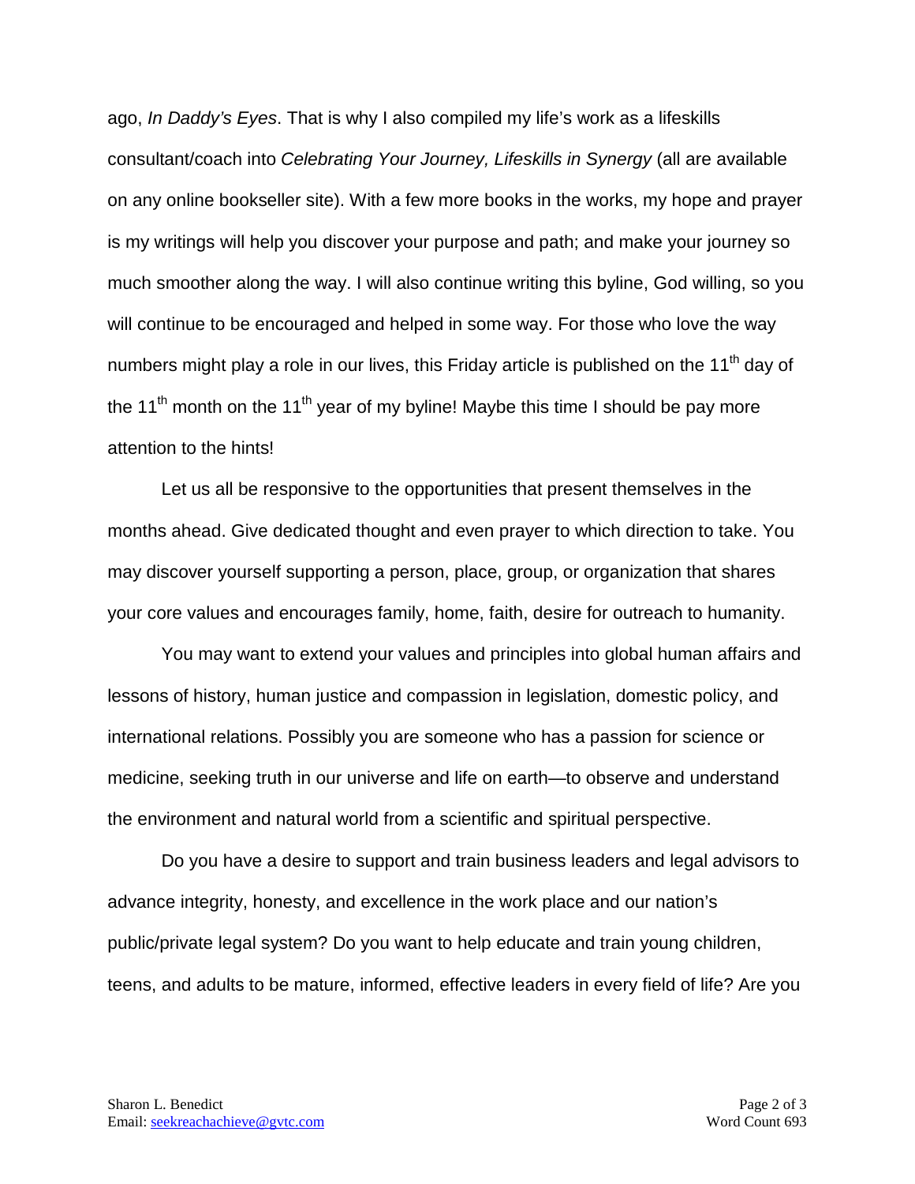ago, *In Daddy's Eyes*. That is why I also compiled my life's work as a lifeskills consultant/coach into *Celebrating Your Journey, Lifeskills in Synergy* (all are available on any online bookseller site). With a few more books in the works, my hope and prayer is my writings will help you discover your purpose and path; and make your journey so much smoother along the way. I will also continue writing this byline, God willing, so you will continue to be encouraged and helped in some way. For those who love the way numbers might play a role in our lives, this Friday article is published on the 11th day of the 11th month on the 11th year of my byline! Maybe this time I should be pay more attention to the hints!

Let us all be responsive to the opportunities that present themselves in the months ahead. Give dedicated thought and even prayer to which direction to take. You may discover yourself supporting a person, place, group, or organization that shares your core values and encourages family, home, faith, desire for outreach to humanity.

You may want to extend your values and principles into global human affairs and lessons of history, human justice and compassion in legislation, domestic policy, and international relations. Possibly you are someone who has a passion for science or medicine, seeking truth in our universe and life on earth—to observe and understand the environment and natural world from a scientific and spiritual perspective.

Do you have a desire to support and train business leaders and legal advisors to advance integrity, honesty, and excellence in the work place and our nation's public/private legal system? Do you want to help educate and train young children, teens, and adults to be mature, informed, effective leaders in every field of life? Are you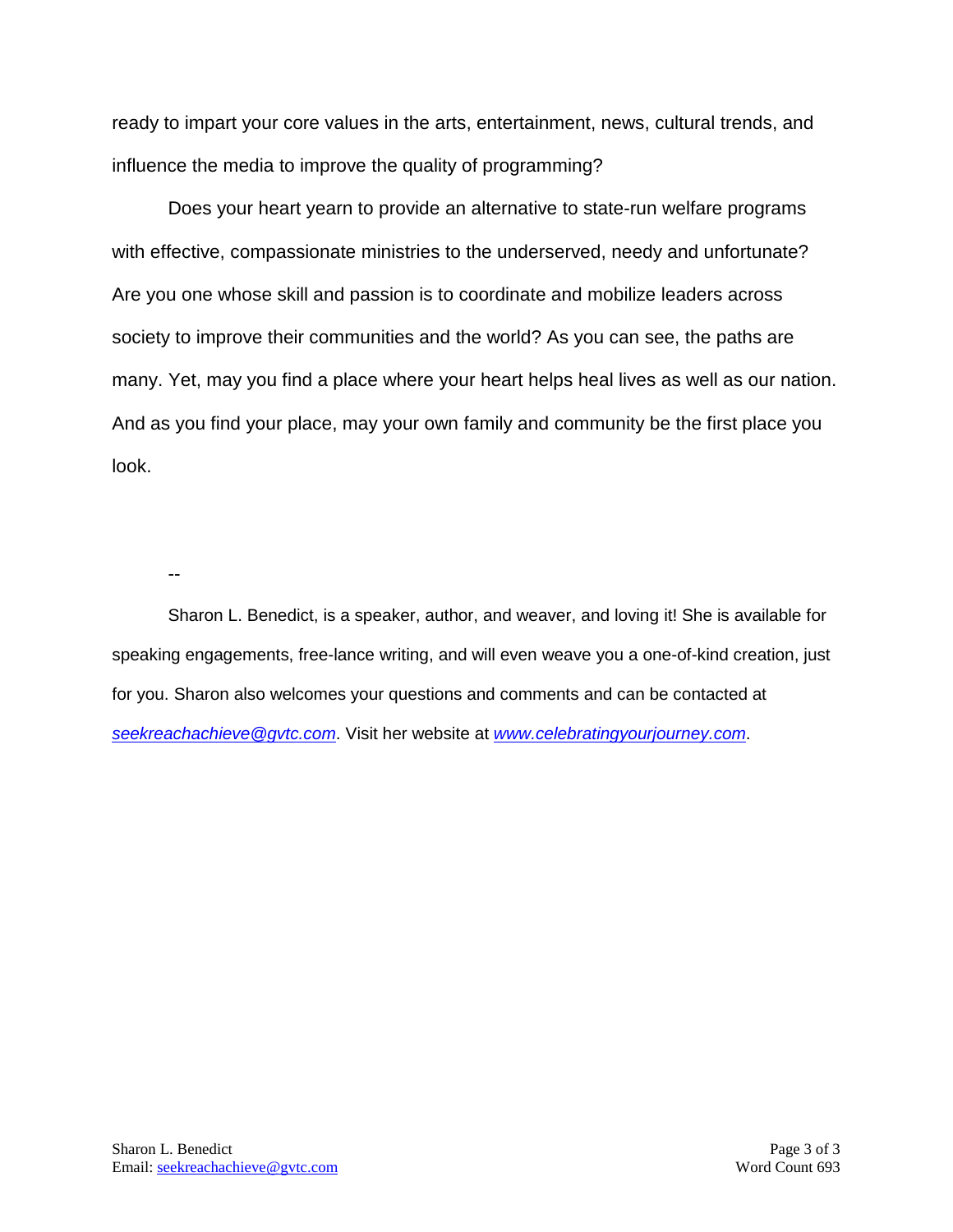ready to impart your core values in the arts, entertainment, news, cultural trends, and influence the media to improve the quality of programming?

Does your heart yearn to provide an alternative to state-run welfare programs with effective, compassionate ministries to the underserved, needy and unfortunate? Are you one whose skill and passion is to coordinate and mobilize leaders across society to improve their communities and the world? As you can see, the paths are many. Yet, may you find a place where your heart helps heal lives as well as our nation. And as you find your place, may your own family and community be the first place you look.

--

Sharon L. Benedict, is a speaker, author, and weaver, and loving it! She is available for speaking engagements, free-lance writing, and will even weave you a one-of-kind creation, just for you. Sharon also welcomes your questions and comments and can be contacted at *seekreachachieve@gvtc.com*. Visit her website at *www.celebratingyourjourney.com*.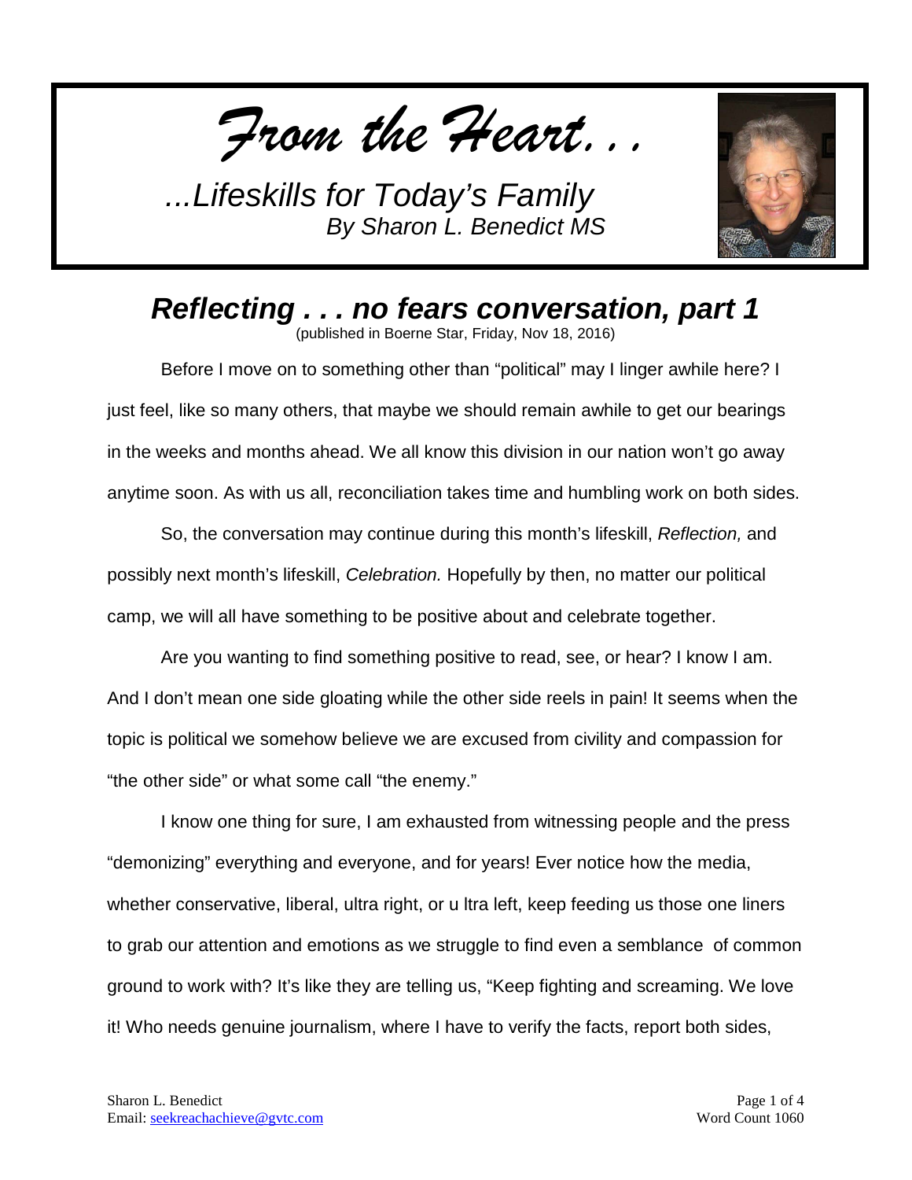*From the Heart. . .*

*...Lifeskills for Today's Family*
*By Sharon L. Benedict MS*

## *Reflecting . . . no fears conversation, part 1*

(published in Boerne Star, Friday, Nov 18, 2016)

Before I move on to something other than "political" may I linger awhile here? I just feel, like so many others, that maybe we should remain awhile to get our bearings in the weeks and months ahead. We all know this division in our nation won't go away anytime soon. As with us all, reconciliation takes time and humbling work on both sides.

So, the conversation may continue during this month's lifeskill, *Reflection,* and possibly next month's lifeskill, *Celebration.* Hopefully by then, no matter our political camp, we will all have something to be positive about and celebrate together.

Are you wanting to find something positive to read, see, or hear? I know I am. And I don't mean one side gloating while the other side reels in pain! It seems when the topic is political we somehow believe we are excused from civility and compassion for "the other side" or what some call "the enemy."

I know one thing for sure, I am exhausted from witnessing people and the press "demonizing" everything and everyone, and for years! Ever notice how the media, whether conservative, liberal, ultra right, or u ltra left, keep feeding us those one liners to grab our attention and emotions as we struggle to find even a semblance of common ground to work with? It's like they are telling us, "Keep fighting and screaming. We love it! Who needs genuine journalism, where I have to verify the facts, report both sides,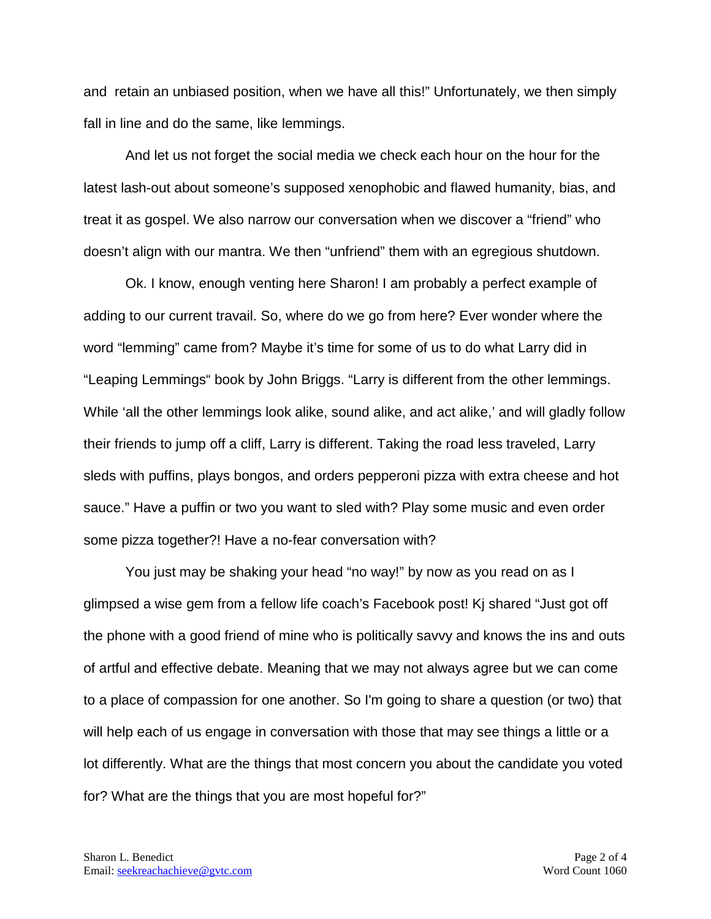and  retain an unbiased position, when we have all this!” Unfortunately, we then simply fall in line and do the same, like lemmings.

And let us not forget the social media we check each hour on the hour for the latest lash-out about someone’s supposed xenophobic and flawed humanity, bias, and treat it as gospel. We also narrow our conversation when we discover a “friend” who doesn’t align with our mantra. We then “unfriend” them with an egregious shutdown.

Ok. I know, enough venting here Sharon! I am probably a perfect example of adding to our current travail. So, where do we go from here? Ever wonder where the word “lemming” came from? Maybe it’s time for some of us to do what Larry did in “Leaping Lemmings“ book by John Briggs. “Larry is different from the other lemmings. While ‘all the other lemmings look alike, sound alike, and act alike,’ and will gladly follow their friends to jump off a cliff, Larry is different. Taking the road less traveled, Larry sleds with puffins, plays bongos, and orders pepperoni pizza with extra cheese and hot sauce.” Have a puffin or two you want to sled with? Play some music and even order some pizza together?! Have a no-fear conversation with?

You just may be shaking your head “no way!” by now as you read on as I glimpsed a wise gem from a fellow life coach’s Facebook post! Kj shared “Just got off the phone with a good friend of mine who is politically savvy and knows the ins and outs of artful and effective debate. Meaning that we may not always agree but we can come to a place of compassion for one another. So I'm going to share a question (or two) that will help each of us engage in conversation with those that may see things a little or a lot differently. What are the things that most concern you about the candidate you voted for? What are the things that you are most hopeful for?”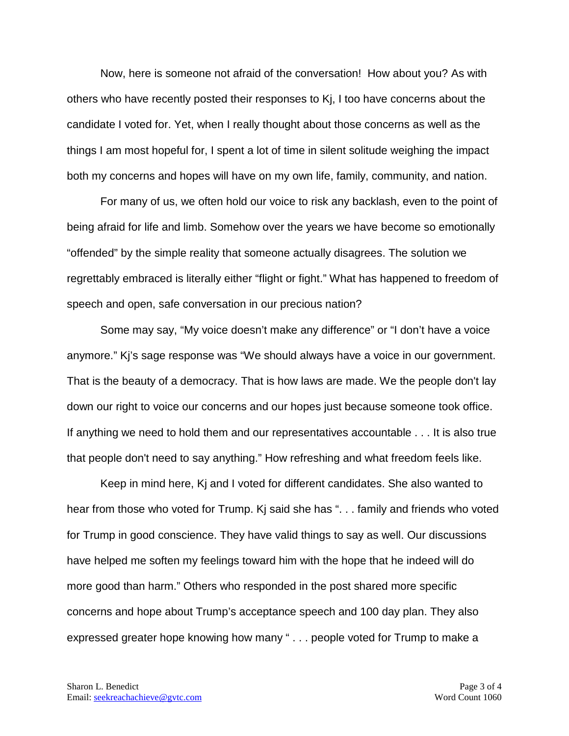Now, here is someone not afraid of the conversation! How about you? As with others who have recently posted their responses to Kj, I too have concerns about the candidate I voted for. Yet, when I really thought about those concerns as well as the things I am most hopeful for, I spent a lot of time in silent solitude weighing the impact both my concerns and hopes will have on my own life, family, community, and nation.

For many of us, we often hold our voice to risk any backlash, even to the point of being afraid for life and limb. Somehow over the years we have become so emotionally "offended" by the simple reality that someone actually disagrees. The solution we regrettably embraced is literally either "flight or fight." What has happened to freedom of speech and open, safe conversation in our precious nation?

Some may say, "My voice doesn't make any difference" or "I don't have a voice anymore." Kj's sage response was "We should always have a voice in our government. That is the beauty of a democracy. That is how laws are made. We the people don't lay down our right to voice our concerns and our hopes just because someone took office. If anything we need to hold them and our representatives accountable . . . It is also true that people don't need to say anything." How refreshing and what freedom feels like.

Keep in mind here, Kj and I voted for different candidates. She also wanted to hear from those who voted for Trump. Kj said she has ". . . family and friends who voted for Trump in good conscience. They have valid things to say as well. Our discussions have helped me soften my feelings toward him with the hope that he indeed will do more good than harm." Others who responded in the post shared more specific concerns and hope about Trump's acceptance speech and 100 day plan. They also expressed greater hope knowing how many " . . . people voted for Trump to make a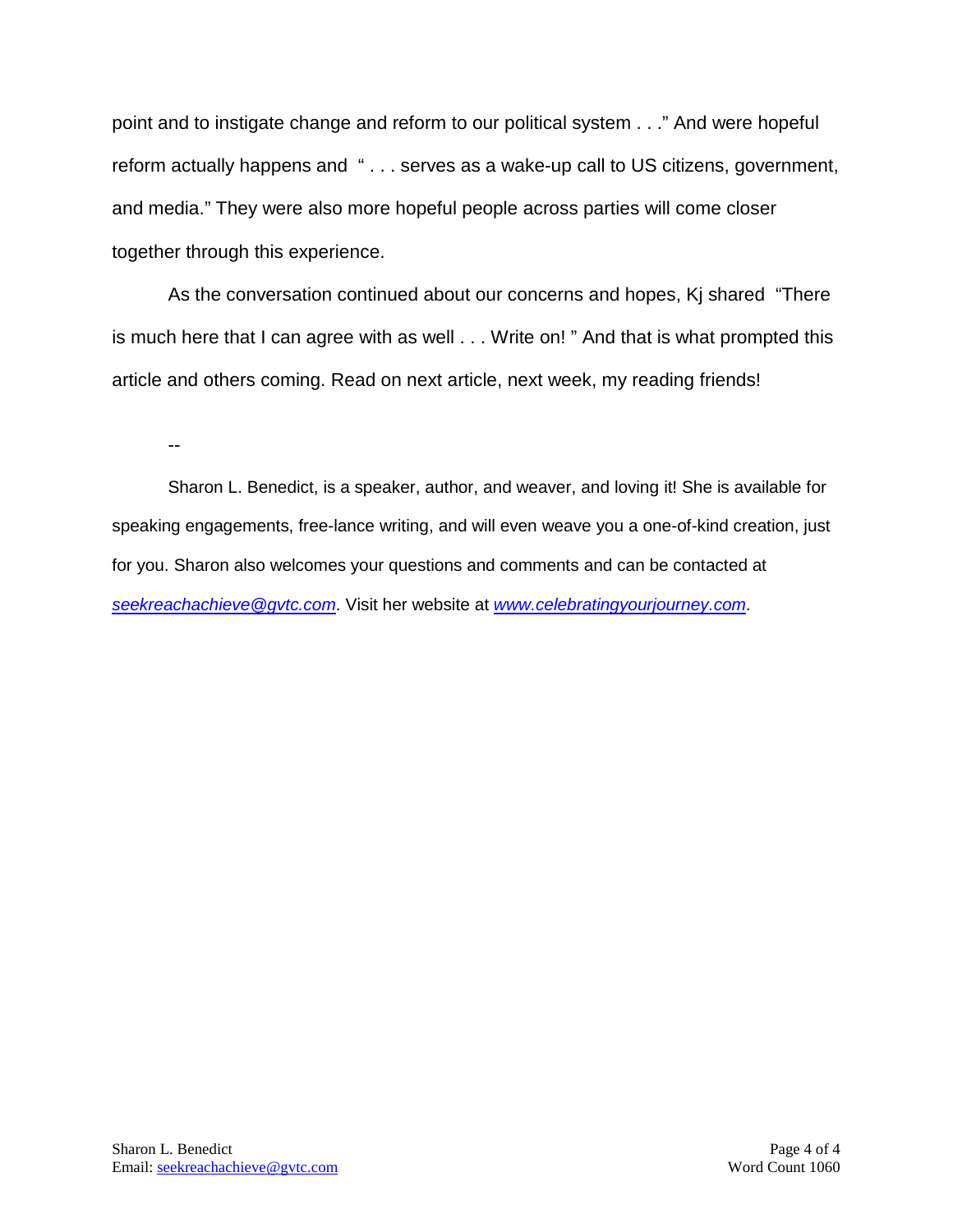point and to instigate change and reform to our political system . . ." And were hopeful reform actually happens and " . . . serves as a wake-up call to US citizens, government, and media." They were also more hopeful people across parties will come closer together through this experience.

As the conversation continued about our concerns and hopes, Kj shared "There is much here that I can agree with as well . . . Write on! " And that is what prompted this article and others coming. Read on next article, next week, my reading friends!

--

Sharon L. Benedict, is a speaker, author, and weaver, and loving it! She is available for speaking engagements, free-lance writing, and will even weave you a one-of-kind creation, just for you. Sharon also welcomes your questions and comments and can be contacted at [seekreachachieve@gvtc.com](mailto:seekreachachieve@gvtc.com). Visit her website at [www.celebratingyourjourney.com](http://www.celebratingyourjourney.com).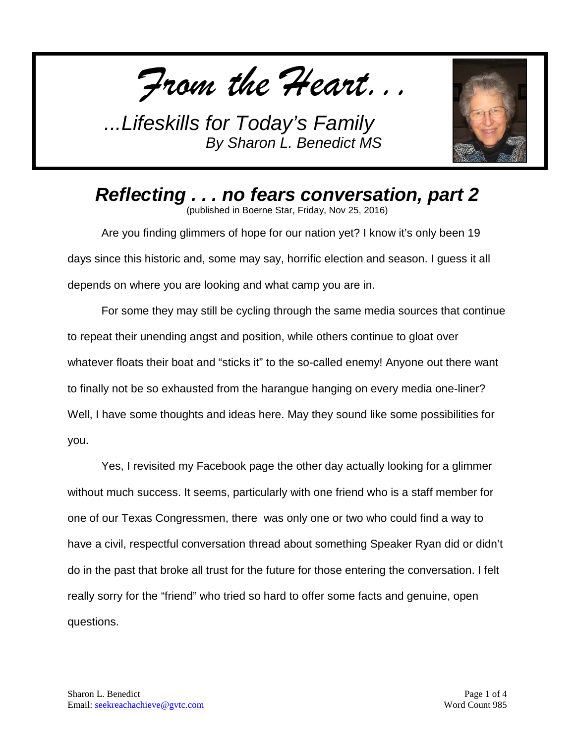*From the Heart. . .*

*...Lifeskills for Today's Family*
*By Sharon L. Benedict MS*

## *Reflecting . . . no fears conversation, part 2*

(published in Boerne Star, Friday, Nov 25, 2016)

Are you finding glimmers of hope for our nation yet? I know it's only been 19 days since this historic and, some may say, horrific election and season. I guess it all depends on where you are looking and what camp you are in.

For some they may still be cycling through the same media sources that continue to repeat their unending angst and position, while others continue to gloat over whatever floats their boat and "sticks it" to the so-called enemy! Anyone out there want to finally not be so exhausted from the harangue hanging on every media one-liner? Well, I have some thoughts and ideas here. May they sound like some possibilities for you.

Yes, I revisited my Facebook page the other day actually looking for a glimmer without much success. It seems, particularly with one friend who is a staff member for one of our Texas Congressmen, there was only one or two who could find a way to have a civil, respectful conversation thread about something Speaker Ryan did or didn't do in the past that broke all trust for the future for those entering the conversation. I felt really sorry for the "friend" who tried so hard to offer some facts and genuine, open questions.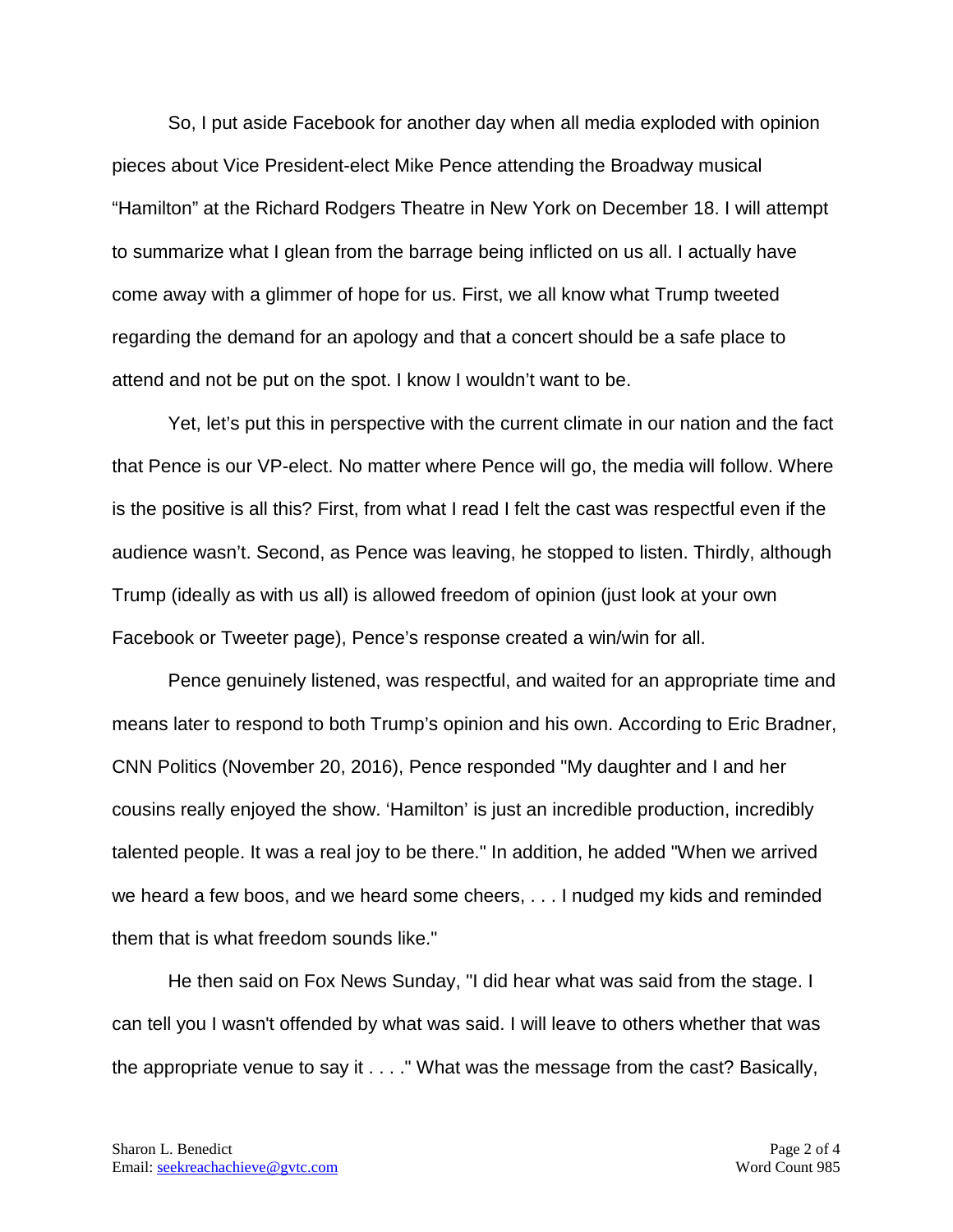So, I put aside Facebook for another day when all media exploded with opinion pieces about Vice President-elect Mike Pence attending the Broadway musical "Hamilton" at the Richard Rodgers Theatre in New York on December 18. I will attempt to summarize what I glean from the barrage being inflicted on us all. I actually have come away with a glimmer of hope for us. First, we all know what Trump tweeted regarding the demand for an apology and that a concert should be a safe place to attend and not be put on the spot. I know I wouldn't want to be.

Yet, let's put this in perspective with the current climate in our nation and the fact that Pence is our VP-elect. No matter where Pence will go, the media will follow. Where is the positive is all this? First, from what I read I felt the cast was respectful even if the audience wasn't. Second, as Pence was leaving, he stopped to listen. Thirdly, although Trump (ideally as with us all) is allowed freedom of opinion (just look at your own Facebook or Tweeter page), Pence's response created a win/win for all.

Pence genuinely listened, was respectful, and waited for an appropriate time and means later to respond to both Trump's opinion and his own. According to Eric Bradner, CNN Politics (November 20, 2016), Pence responded "My daughter and I and her cousins really enjoyed the show. 'Hamilton' is just an incredible production, incredibly talented people. It was a real joy to be there." In addition, he added "When we arrived we heard a few boos, and we heard some cheers, . . . I nudged my kids and reminded them that is what freedom sounds like."

He then said on Fox News Sunday, "I did hear what was said from the stage. I can tell you I wasn't offended by what was said. I will leave to others whether that was the appropriate venue to say it . . . ." What was the message from the cast? Basically,

Sharon L. Benedict
Email: seekreachachieve@gvtc.com

Word Count 985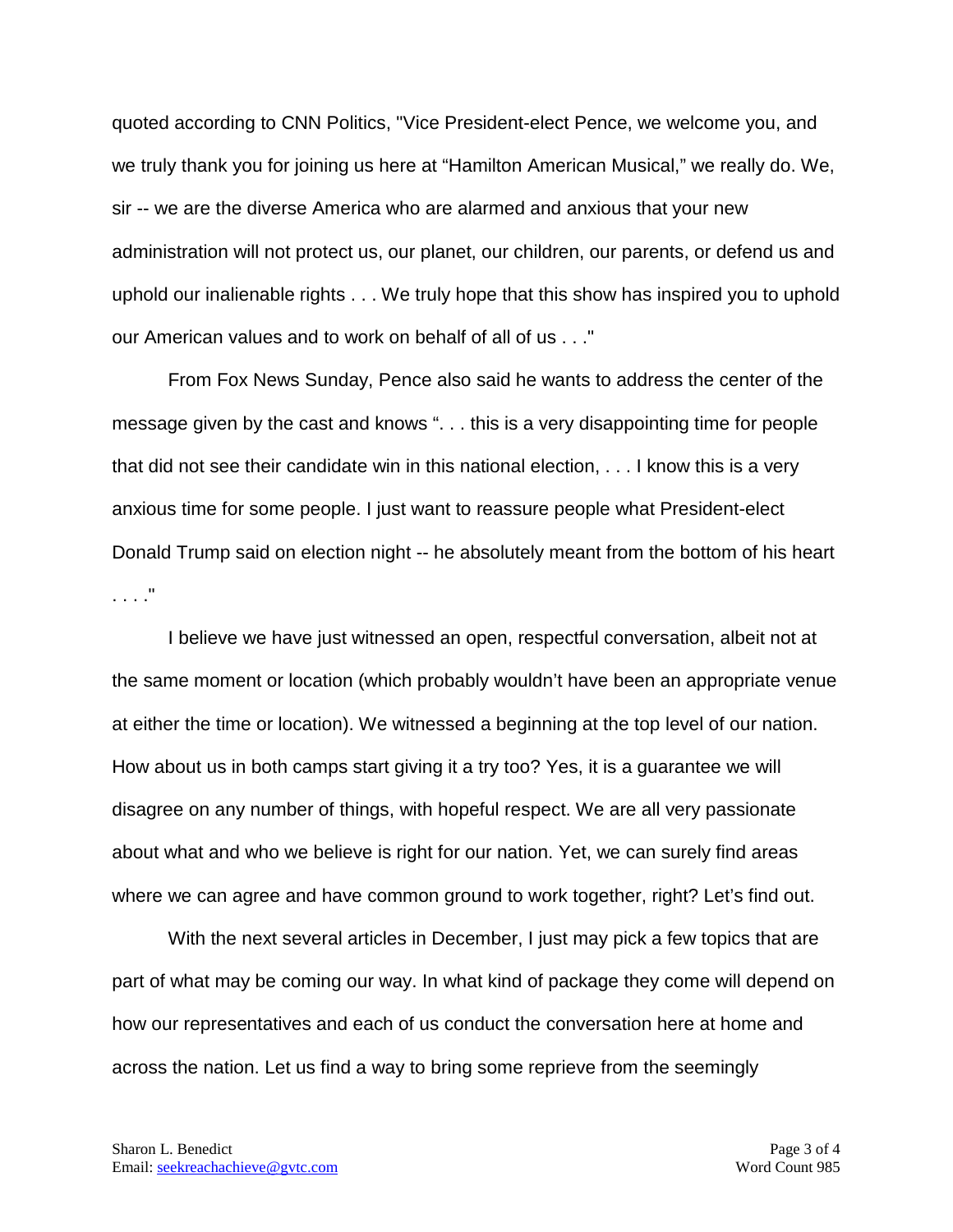quoted according to CNN Politics, "Vice President-elect Pence, we welcome you, and we truly thank you for joining us here at "Hamilton American Musical," we really do. We, sir -- we are the diverse America who are alarmed and anxious that your new administration will not protect us, our planet, our children, our parents, or defend us and uphold our inalienable rights . . . We truly hope that this show has inspired you to uphold our American values and to work on behalf of all of us . . ."

From Fox News Sunday, Pence also said he wants to address the center of the message given by the cast and knows ". . . this is a very disappointing time for people that did not see their candidate win in this national election, . . . I know this is a very anxious time for some people. I just want to reassure people what President-elect Donald Trump said on election night -- he absolutely meant from the bottom of his heart . . . ."

I believe we have just witnessed an open, respectful conversation, albeit not at the same moment or location (which probably wouldn't have been an appropriate venue at either the time or location). We witnessed a beginning at the top level of our nation. How about us in both camps start giving it a try too? Yes, it is a guarantee we will disagree on any number of things, with hopeful respect. We are all very passionate about what and who we believe is right for our nation. Yet, we can surely find areas where we can agree and have common ground to work together, right? Let's find out.

With the next several articles in December, I just may pick a few topics that are part of what may be coming our way. In what kind of package they come will depend on how our representatives and each of us conduct the conversation here at home and across the nation. Let us find a way to bring some reprieve from the seemingly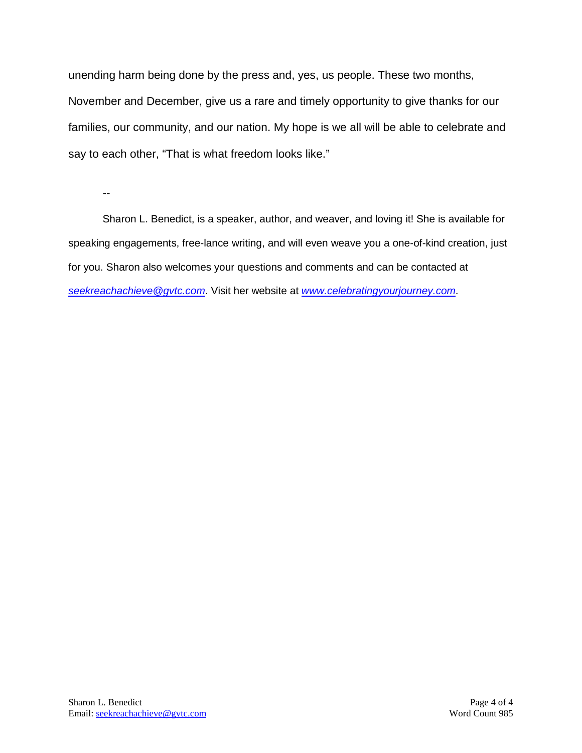unending harm being done by the press and, yes, us people. These two months, November and December, give us a rare and timely opportunity to give thanks for our families, our community, and our nation. My hope is we all will be able to celebrate and say to each other, "That is what freedom looks like."

--

Sharon L. Benedict, is a speaker, author, and weaver, and loving it! She is available for speaking engagements, free-lance writing, and will even weave you a one-of-kind creation, just for you. Sharon also welcomes your questions and comments and can be contacted at *seekreachachieve@gvtc.com*. Visit her website at *www.celebratingyourjourney.com*.